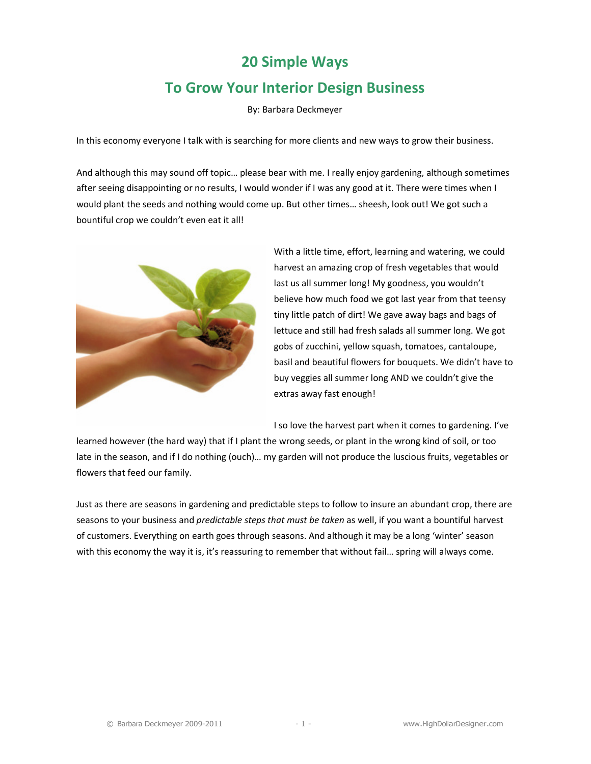# 20 Simple Ways

# To Grow Your Interior Design Business

By: Barbara Deckmeyer

In this economy everyone I talk with is searching for more clients and new ways to grow their business.

And although this may sound off topic… please bear with me. I really enjoy gardening, although sometimes after seeing disappointing or no results, I would wonder if I was any good at it. There were times when I would plant the seeds and nothing would come up. But other times… sheesh, look out! We got such a bountiful crop we couldn't even eat it all!

With a little time, effort, learning and watering, we could harvest an amazing crop of fresh vegetables that would last us all summer long! My goodness, you wouldn't believe how much food we got last year from that teensy tiny little patch of dirt! We gave away bags and bags of lettuce and still had fresh salads all summer long. We got gobs of zucchini, yellow squash, tomatoes, cantaloupe, basil and beautiful flowers for bouquets. We didn't have to buy veggies all summer long AND we couldn't give the extras away fast enough!

I so love the harvest part when it comes to gardening. I've learned however (the hard way) that if I plant the wrong seeds, or plant in the wrong kind of soil, or too late in the season, and if I do nothing (ouch)… my garden will not produce the luscious fruits, vegetables or flowers that feed our family.

Just as there are seasons in gardening and predictable steps to follow to insure an abundant crop, there are seasons to your business and *predictable steps that must be taken* as well, if you want a bountiful harvest of customers. Everything on earth goes through seasons. And although it may be a long 'winter' season with this economy the way it is, it's reassuring to remember that without fail… spring will always come.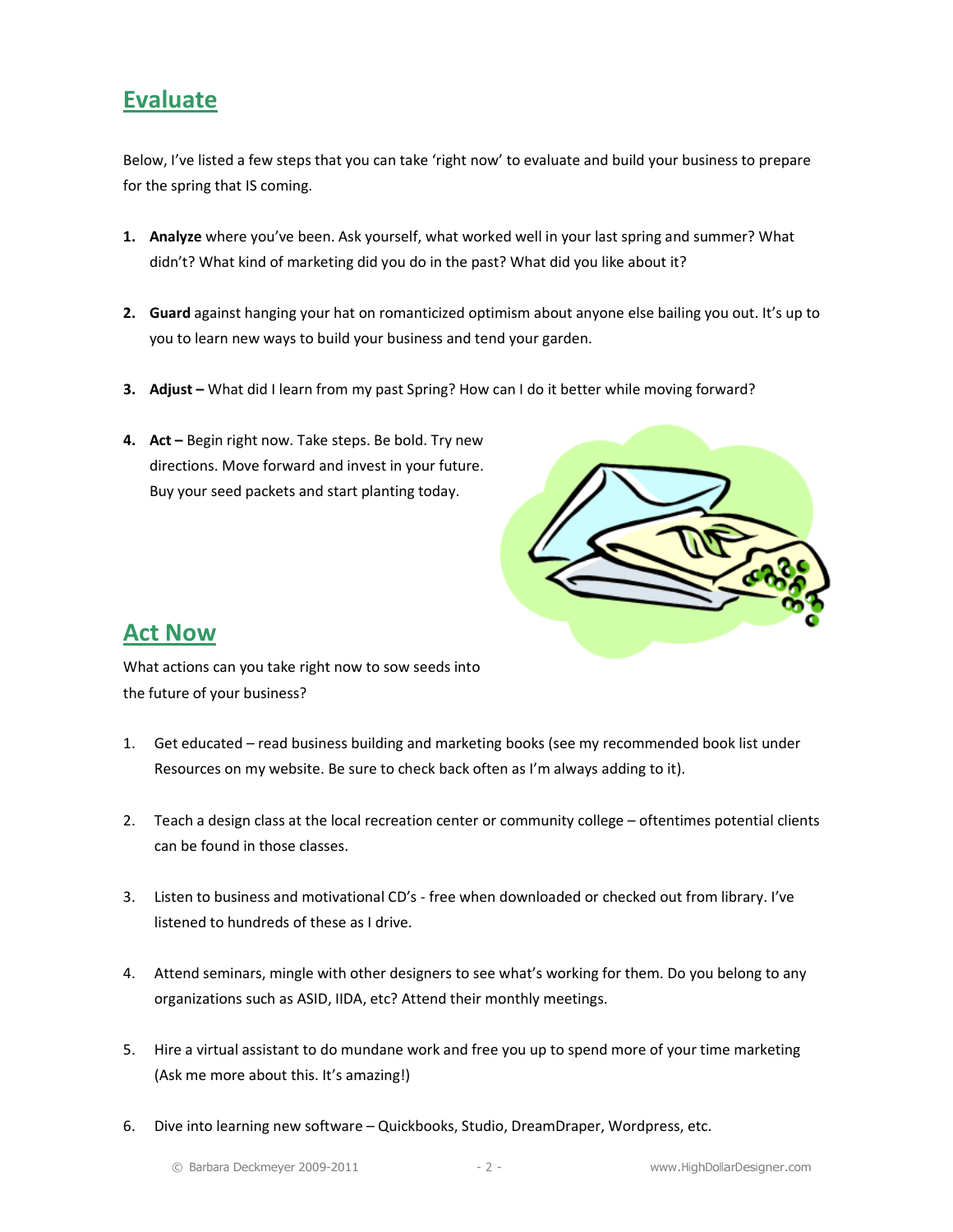## Evaluate

Below, I've listed a few steps that you can take 'right now' to evaluate and build your business to prepare for the spring that IS coming.

1. **Analyze** where you've been. Ask yourself, what worked well in your last spring and summer? What didn't? What kind of marketing did you do in the past? What did you like about it?

2. **Guard** against hanging your hat on romanticized optimism about anyone else bailing you out. It's up to you to learn new ways to build your business and tend your garden.

3. **Adjust –** What did I learn from my past Spring? How can I do it better while moving forward?

4. **Act –** Begin right now. Take steps. Be bold. Try new directions. Move forward and invest in your future. Buy your seed packets and start planting today.

## Act Now

What actions can you take right now to sow seeds into the future of your business?

1. Get educated – read business building and marketing books (see my recommended book list under Resources on my website. Be sure to check back often as I'm always adding to it).

2. Teach a design class at the local recreation center or community college – oftentimes potential clients can be found in those classes.

3. Listen to business and motivational CD's - free when downloaded or checked out from library. I've listened to hundreds of these as I drive.

4. Attend seminars, mingle with other designers to see what's working for them. Do you belong to any organizations such as ASID, IIDA, etc? Attend their monthly meetings.

5. Hire a virtual assistant to do mundane work and free you up to spend more of your time marketing (Ask me more about this. It's amazing!)

6. Dive into learning new software – Quickbooks, Studio, DreamDraper, Wordpress, etc.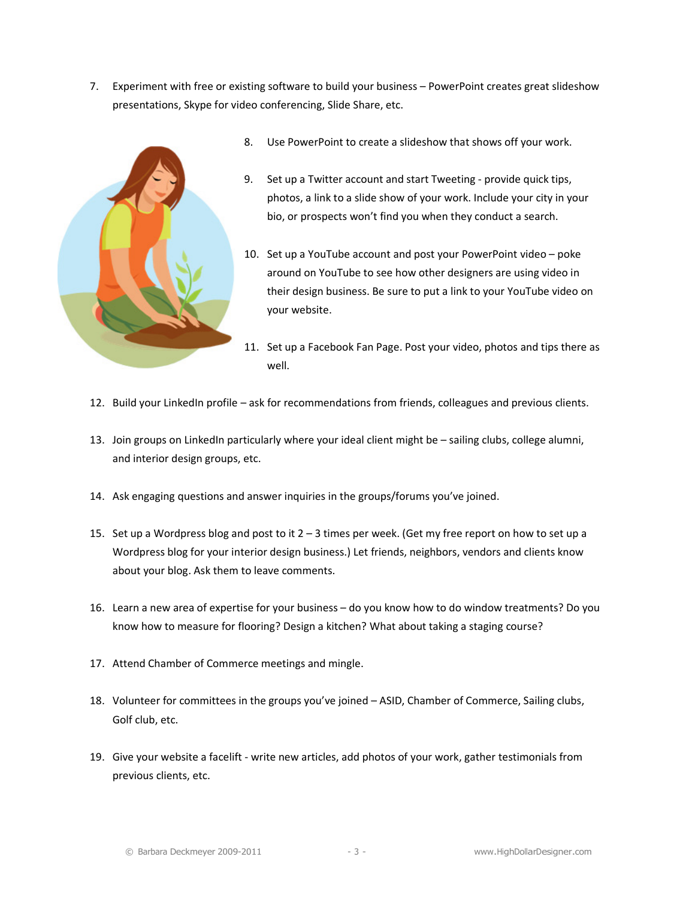7. Experiment with free or existing software to build your business – PowerPoint creates great slideshow presentations, Skype for video conferencing, Slide Share, etc.

8. Use PowerPoint to create a slideshow that shows off your work.

9. Set up a Twitter account and start Tweeting - provide quick tips, photos, a link to a slide show of your work. Include your city in your bio, or prospects won't find you when they conduct a search.

10. Set up a YouTube account and post your PowerPoint video – poke around on YouTube to see how other designers are using video in their design business. Be sure to put a link to your YouTube video on your website.

11. Set up a Facebook Fan Page. Post your video, photos and tips there as well.

12. Build your LinkedIn profile – ask for recommendations from friends, colleagues and previous clients.

13. Join groups on LinkedIn particularly where your ideal client might be – sailing clubs, college alumni, and interior design groups, etc.

14. Ask engaging questions and answer inquiries in the groups/forums you've joined.

15. Set up a Wordpress blog and post to it 2 – 3 times per week. (Get my free report on how to set up a Wordpress blog for your interior design business.) Let friends, neighbors, vendors and clients know about your blog. Ask them to leave comments.

16. Learn a new area of expertise for your business – do you know how to do window treatments? Do you know how to measure for flooring? Design a kitchen? What about taking a staging course?

17. Attend Chamber of Commerce meetings and mingle.

18. Volunteer for committees in the groups you've joined – ASID, Chamber of Commerce, Sailing clubs, Golf club, etc.

19. Give your website a facelift - write new articles, add photos of your work, gather testimonials from previous clients, etc.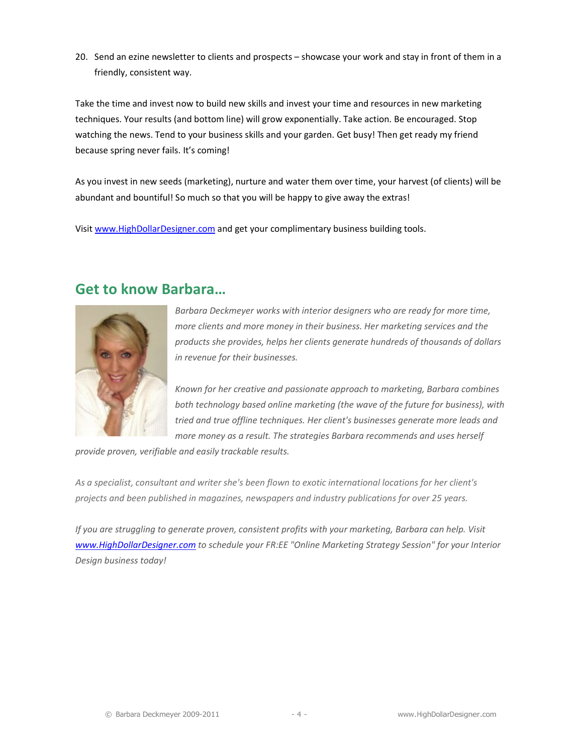20. Send an ezine newsletter to clients and prospects – showcase your work and stay in front of them in a friendly, consistent way.

Take the time and invest now to build new skills and invest your time and resources in new marketing techniques. Your results (and bottom line) will grow exponentially. Take action. Be encouraged. Stop watching the news. Tend to your business skills and your garden. Get busy! Then get ready my friend because spring never fails. It's coming!

As you invest in new seeds (marketing), nurture and water them over time, your harvest (of clients) will be abundant and bountiful! So much so that you will be happy to give away the extras!

Visit www.HighDollarDesigner.com and get your complimentary business building tools.

## Get to know Barbara…

*Barbara Deckmeyer works with interior designers who are ready for more time, more clients and more money in their business. Her marketing services and the products she provides, helps her clients generate hundreds of thousands of dollars in revenue for their businesses.*

*Known for her creative and passionate approach to marketing, Barbara combines both technology based online marketing (the wave of the future for business), with tried and true offline techniques. Her client's businesses generate more leads and more money as a result. The strategies Barbara recommends and uses herself provide proven, verifiable and easily trackable results.*

*As a specialist, consultant and writer she's been flown to exotic international locations for her client's projects and been published in magazines, newspapers and industry publications for over 25 years.*

*If you are struggling to generate proven, consistent profits with your marketing, Barbara can help. Visit www.HighDollarDesigner.com to schedule your FR:EE "Online Marketing Strategy Session" for your Interior Design business today!*